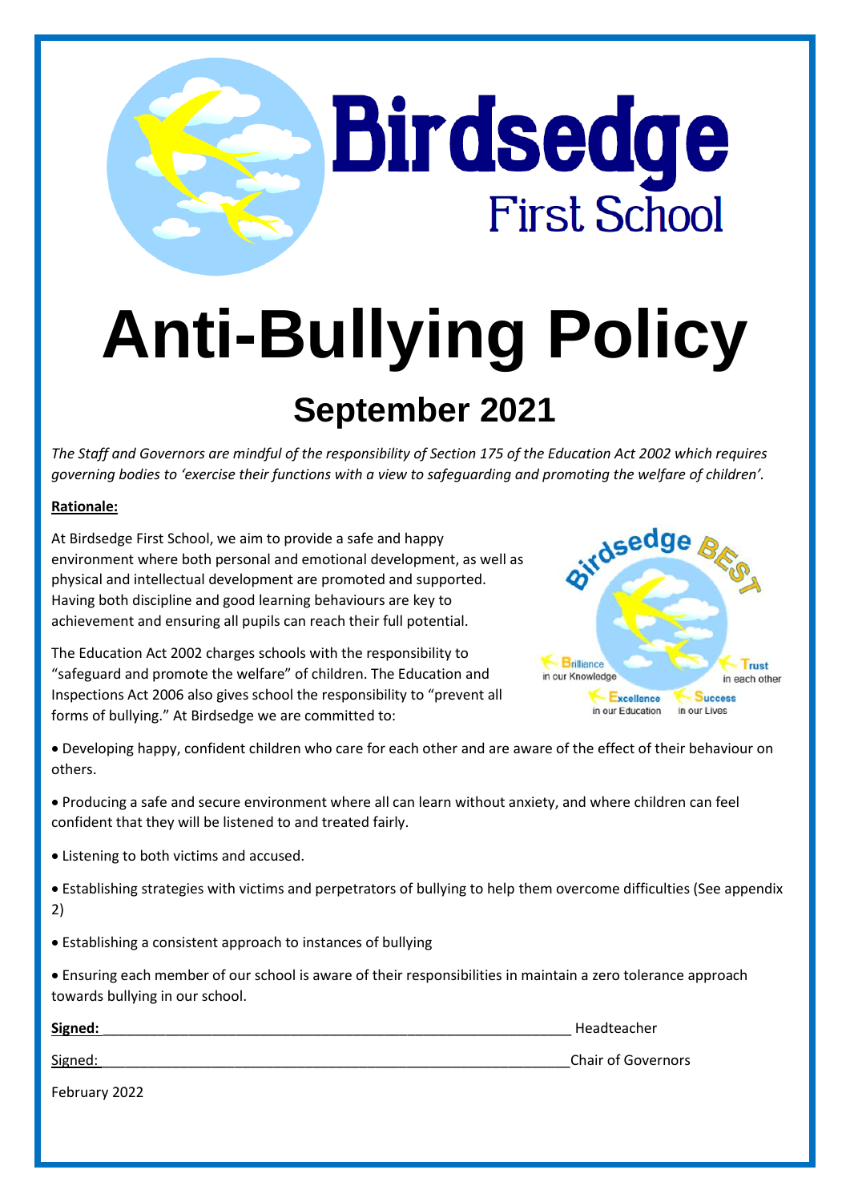# Birdsedge First School

# Anti-Bullying Policy

## September 2021

*The Staff and Governors are mindful of the responsibility of Section 175 of the Education Act 2002 which requires governing bodies to 'exercise their functions with a view to safeguarding and promoting the welfare of children'.*

**Rationale:**

At Birdsedge First School, we aim to provide a safe and happy environment where both personal and emotional development, as well as physical and intellectual development are promoted and supported. Having both discipline and good learning behaviours are key to achievement and ensuring all pupils can reach their full potential.

The Education Act 2002 charges schools with the responsibility to "safeguard and promote the welfare" of children. The Education and Inspections Act 2006 also gives school the responsibility to "prevent all forms of bullying." At Birdsedge we are committed to:

- Developing happy, confident children who care for each other and are aware of the effect of their behaviour on others.
- Producing a safe and secure environment where all can learn without anxiety, and where children can feel confident that they will be listened to and treated fairly.
- Listening to both victims and accused.
- Establishing strategies with victims and perpetrators of bullying to help them overcome difficulties (See appendix 2)
- Establishing a consistent approach to instances of bullying
- Ensuring each member of our school is aware of their responsibilities in maintain a zero tolerance approach towards bullying in our school.

**Signed:** ______________________________ Headteacher

Signed: ______________________________ Chair of Governors

February 2022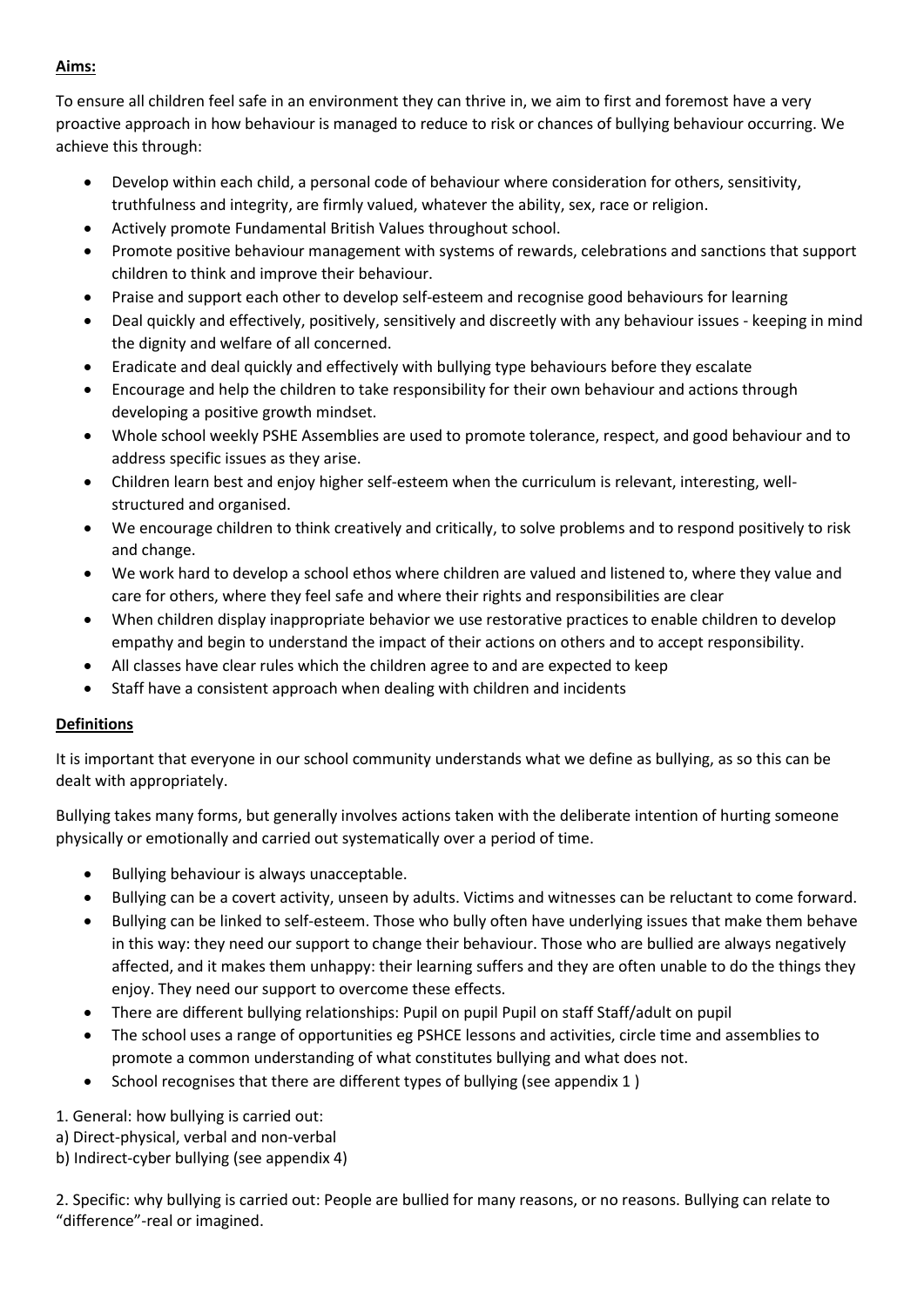**Aims:**

To ensure all children feel safe in an environment they can thrive in, we aim to first and foremost have a very proactive approach in how behaviour is managed to reduce to risk or chances of bullying behaviour occurring. We achieve this through:

- Develop within each child, a personal code of behaviour where consideration for others, sensitivity, truthfulness and integrity, are firmly valued, whatever the ability, sex, race or religion.
- Actively promote Fundamental British Values throughout school.
- Promote positive behaviour management with systems of rewards, celebrations and sanctions that support children to think and improve their behaviour.
- Praise and support each other to develop self-esteem and recognise good behaviours for learning
- Deal quickly and effectively, positively, sensitively and discreetly with any behaviour issues - keeping in mind the dignity and welfare of all concerned.
- Eradicate and deal quickly and effectively with bullying type behaviours before they escalate
- Encourage and help the children to take responsibility for their own behaviour and actions through developing a positive growth mindset.
- Whole school weekly PSHE Assemblies are used to promote tolerance, respect, and good behaviour and to address specific issues as they arise.
- Children learn best and enjoy higher self-esteem when the curriculum is relevant, interesting, well-structured and organised.
- We encourage children to think creatively and critically, to solve problems and to respond positively to risk and change.
- We work hard to develop a school ethos where children are valued and listened to, where they value and care for others, where they feel safe and where their rights and responsibilities are clear
- When children display inappropriate behavior we use restorative practices to enable children to develop empathy and begin to understand the impact of their actions on others and to accept responsibility.
- All classes have clear rules which the children agree to and are expected to keep
- Staff have a consistent approach when dealing with children and incidents

**Definitions**

It is important that everyone in our school community understands what we define as bullying, as so this can be dealt with appropriately.

Bullying takes many forms, but generally involves actions taken with the deliberate intention of hurting someone physically or emotionally and carried out systematically over a period of time.

- Bullying behaviour is always unacceptable.
- Bullying can be a covert activity, unseen by adults. Victims and witnesses can be reluctant to come forward.
- Bullying can be linked to self-esteem. Those who bully often have underlying issues that make them behave in this way: they need our support to change their behaviour. Those who are bullied are always negatively affected, and it makes them unhappy: their learning suffers and they are often unable to do the things they enjoy. They need our support to overcome these effects.
- There are different bullying relationships: Pupil on pupil Pupil on staff Staff/adult on pupil
- The school uses a range of opportunities eg PSHCE lessons and activities, circle time and assemblies to promote a common understanding of what constitutes bullying and what does not.
- School recognises that there are different types of bullying (see appendix 1 )

1. General: how bullying is carried out:
a) Direct-physical, verbal and non-verbal
b) Indirect-cyber bullying (see appendix 4)

2. Specific: why bullying is carried out: People are bullied for many reasons, or no reasons. Bullying can relate to "difference"-real or imagined.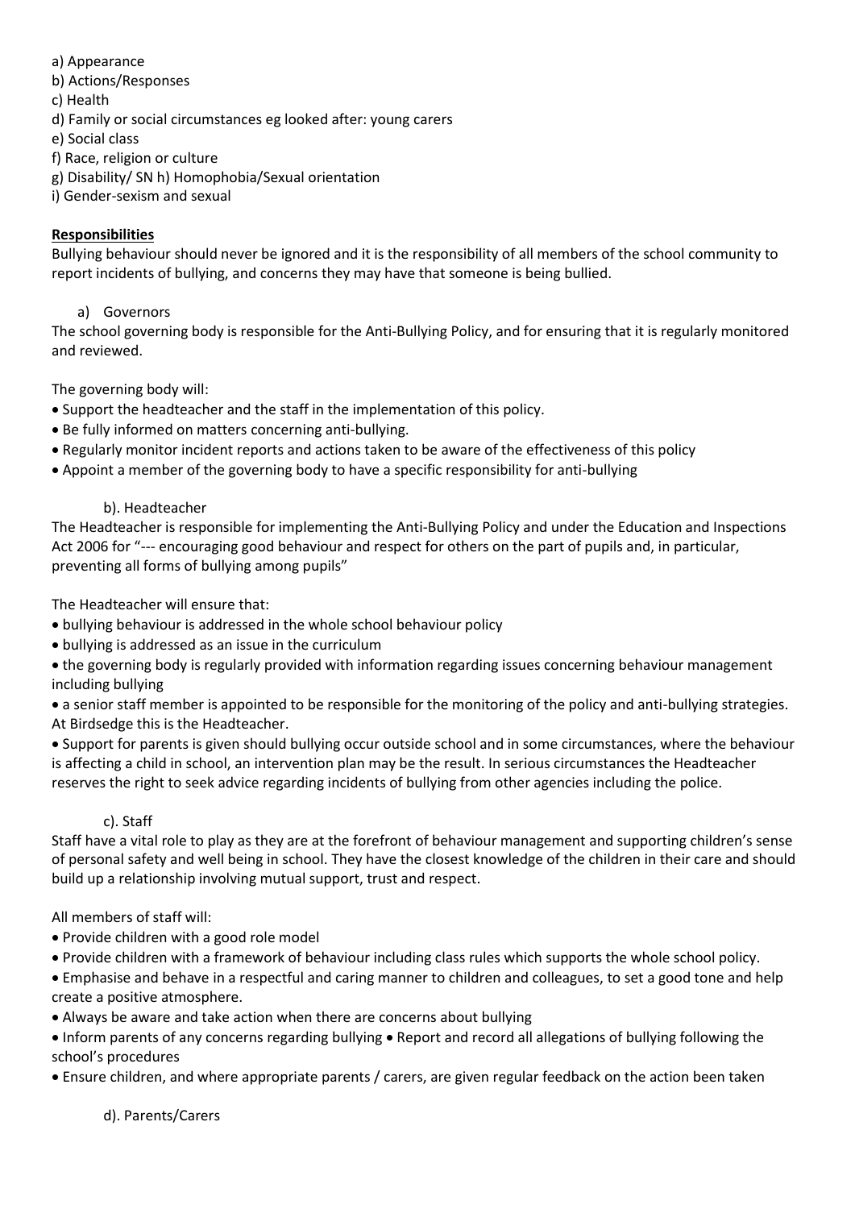a) Appearance
b) Actions/Responses
c) Health
d) Family or social circumstances eg looked after: young carers
e) Social class
f) Race, religion or culture
g) Disability/ SN h) Homophobia/Sexual orientation
i) Gender-sexism and sexual

**Responsibilities**

Bullying behaviour should never be ignored and it is the responsibility of all members of the school community to report incidents of bullying, and concerns they may have that someone is being bullied.

a) Governors

The school governing body is responsible for the Anti-Bullying Policy, and for ensuring that it is regularly monitored and reviewed.

The governing body will:

- Support the headteacher and the staff in the implementation of this policy.
- Be fully informed on matters concerning anti-bullying.
- Regularly monitor incident reports and actions taken to be aware of the effectiveness of this policy
- Appoint a member of the governing body to have a specific responsibility for anti-bullying

b). Headteacher

The Headteacher is responsible for implementing the Anti-Bullying Policy and under the Education and Inspections Act 2006 for "--- encouraging good behaviour and respect for others on the part of pupils and, in particular, preventing all forms of bullying among pupils"

The Headteacher will ensure that:

- bullying behaviour is addressed in the whole school behaviour policy
- bullying is addressed as an issue in the curriculum
- the governing body is regularly provided with information regarding issues concerning behaviour management including bullying
- a senior staff member is appointed to be responsible for the monitoring of the policy and anti-bullying strategies. At Birdsedge this is the Headteacher.
- Support for parents is given should bullying occur outside school and in some circumstances, where the behaviour is affecting a child in school, an intervention plan may be the result. In serious circumstances the Headteacher reserves the right to seek advice regarding incidents of bullying from other agencies including the police.

c). Staff

Staff have a vital role to play as they are at the forefront of behaviour management and supporting children's sense of personal safety and well being in school. They have the closest knowledge of the children in their care and should build up a relationship involving mutual support, trust and respect.

All members of staff will:

- Provide children with a good role model
- Provide children with a framework of behaviour including class rules which supports the whole school policy.
- Emphasise and behave in a respectful and caring manner to children and colleagues, to set a good tone and help create a positive atmosphere.
- Always be aware and take action when there are concerns about bullying
- Inform parents of any concerns regarding bullying • Report and record all allegations of bullying following the school's procedures
- Ensure children, and where appropriate parents / carers, are given regular feedback on the action been taken

d). Parents/Carers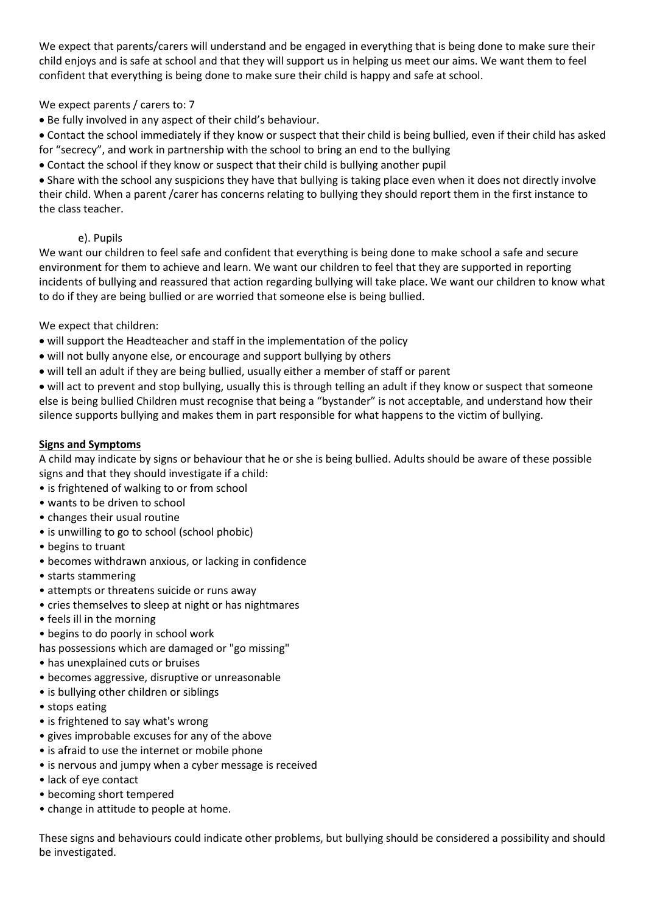We expect that parents/carers will understand and be engaged in everything that is being done to make sure their child enjoys and is safe at school and that they will support us in helping us meet our aims. We want them to feel confident that everything is being done to make sure their child is happy and safe at school.

We expect parents / carers to: 7

- Be fully involved in any aspect of their child's behaviour.
- Contact the school immediately if they know or suspect that their child is being bullied, even if their child has asked for "secrecy", and work in partnership with the school to bring an end to the bullying
- Contact the school if they know or suspect that their child is bullying another pupil
- Share with the school any suspicions they have that bullying is taking place even when it does not directly involve their child. When a parent /carer has concerns relating to bullying they should report them in the first instance to the class teacher.

e). Pupils

We want our children to feel safe and confident that everything is being done to make school a safe and secure environment for them to achieve and learn. We want our children to feel that they are supported in reporting incidents of bullying and reassured that action regarding bullying will take place. We want our children to know what to do if they are being bullied or are worried that someone else is being bullied.

We expect that children:

- will support the Headteacher and staff in the implementation of the policy
- will not bully anyone else, or encourage and support bullying by others
- will tell an adult if they are being bullied, usually either a member of staff or parent
- will act to prevent and stop bullying, usually this is through telling an adult if they know or suspect that someone else is being bullied Children must recognise that being a "bystander" is not acceptable, and understand how their silence supports bullying and makes them in part responsible for what happens to the victim of bullying.

**Signs and Symptoms**

A child may indicate by signs or behaviour that he or she is being bullied. Adults should be aware of these possible signs and that they should investigate if a child:

- is frightened of walking to or from school
- wants to be driven to school
- changes their usual routine
- is unwilling to go to school (school phobic)
- begins to truant
- becomes withdrawn anxious, or lacking in confidence
- starts stammering
- attempts or threatens suicide or runs away
- cries themselves to sleep at night or has nightmares
- feels ill in the morning
- begins to do poorly in school work

has possessions which are damaged or "go missing"

- has unexplained cuts or bruises
- becomes aggressive, disruptive or unreasonable
- is bullying other children or siblings
- stops eating
- is frightened to say what's wrong
- gives improbable excuses for any of the above
- is afraid to use the internet or mobile phone
- is nervous and jumpy when a cyber message is received
- lack of eye contact
- becoming short tempered
- change in attitude to people at home.

These signs and behaviours could indicate other problems, but bullying should be considered a possibility and should be investigated.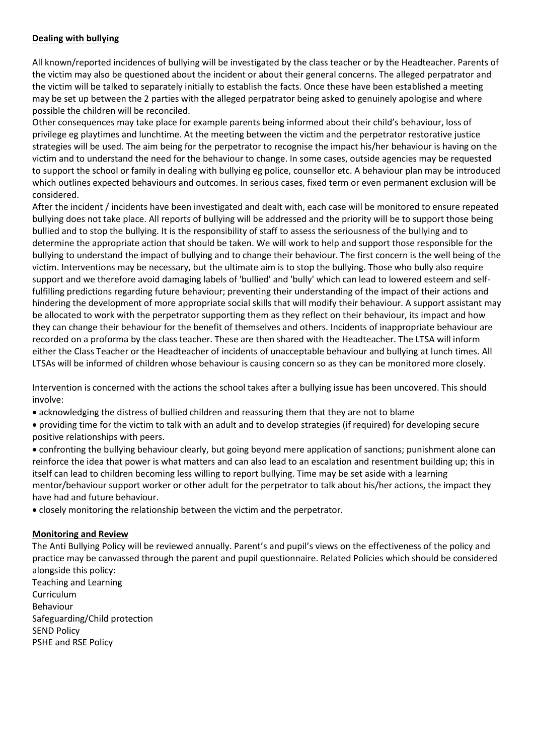## **Dealing with bullying**

All known/reported incidences of bullying will be investigated by the class teacher or by the Headteacher. Parents of the victim may also be questioned about the incident or about their general concerns. The alleged perpatrator and the victim will be talked to separately initially to establish the facts. Once these have been established a meeting may be set up between the 2 parties with the alleged perpatrator being asked to genuinely apologise and where possible the children will be reconciled.

Other consequences may take place for example parents being informed about their child's behaviour, loss of privilege eg playtimes and lunchtime. At the meeting between the victim and the perpetrator restorative justice strategies will be used. The aim being for the perpetrator to recognise the impact his/her behaviour is having on the victim and to understand the need for the behaviour to change. In some cases, outside agencies may be requested to support the school or family in dealing with bullying eg police, counsellor etc. A behaviour plan may be introduced which outlines expected behaviours and outcomes. In serious cases, fixed term or even permanent exclusion will be considered.

After the incident / incidents have been investigated and dealt with, each case will be monitored to ensure repeated bullying does not take place. All reports of bullying will be addressed and the priority will be to support those being bullied and to stop the bullying. It is the responsibility of staff to assess the seriousness of the bullying and to determine the appropriate action that should be taken. We will work to help and support those responsible for the bullying to understand the impact of bullying and to change their behaviour. The first concern is the well being of the victim. Interventions may be necessary, but the ultimate aim is to stop the bullying. Those who bully also require support and we therefore avoid damaging labels of 'bullied' and 'bully' which can lead to lowered esteem and self-fulfilling predictions regarding future behaviour; preventing their understanding of the impact of their actions and hindering the development of more appropriate social skills that will modify their behaviour. A support assistant may be allocated to work with the perpetrator supporting them as they reflect on their behaviour, its impact and how they can change their behaviour for the benefit of themselves and others. Incidents of inappropriate behaviour are recorded on a proforma by the class teacher. These are then shared with the Headteacher. The LTSA will inform either the Class Teacher or the Headteacher of incidents of unacceptable behaviour and bullying at lunch times. All LTSAs will be informed of children whose behaviour is causing concern so as they can be monitored more closely.

Intervention is concerned with the actions the school takes after a bullying issue has been uncovered. This should involve:

- acknowledging the distress of bullied children and reassuring them that they are not to blame
- providing time for the victim to talk with an adult and to develop strategies (if required) for developing secure positive relationships with peers.
- confronting the bullying behaviour clearly, but going beyond mere application of sanctions; punishment alone can reinforce the idea that power is what matters and can also lead to an escalation and resentment building up; this in itself can lead to children becoming less willing to report bullying. Time may be set aside with a learning mentor/behaviour support worker or other adult for the perpetrator to talk about his/her actions, the impact they have had and future behaviour.
- closely monitoring the relationship between the victim and the perpetrator.

## **Monitoring and Review**

The Anti Bullying Policy will be reviewed annually. Parent's and pupil's views on the effectiveness of the policy and practice may be canvassed through the parent and pupil questionnaire. Related Policies which should be considered alongside this policy:

Teaching and Learning
Curriculum
Behaviour
Safeguarding/Child protection
SEND Policy
PSHE and RSE Policy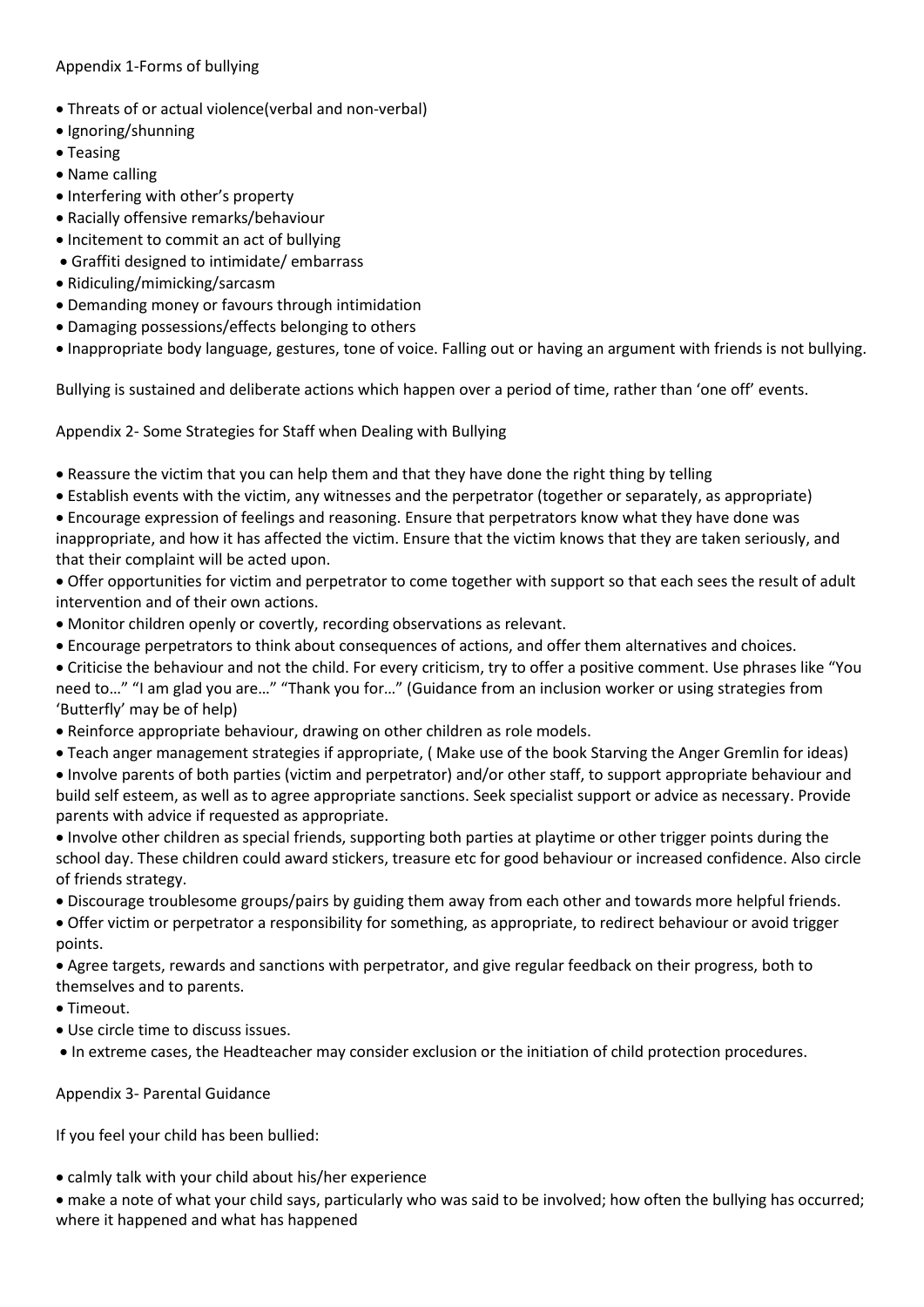Appendix 1-Forms of bullying

- Threats of or actual violence(verbal and non-verbal)
- Ignoring/shunning
- Teasing
- Name calling
- Interfering with other's property
- Racially offensive remarks/behaviour
- Incitement to commit an act of bullying
- Graffiti designed to intimidate/ embarrass
- Ridiculing/mimicking/sarcasm
- Demanding money or favours through intimidation
- Damaging possessions/effects belonging to others
- Inappropriate body language, gestures, tone of voice. Falling out or having an argument with friends is not bullying.

Bullying is sustained and deliberate actions which happen over a period of time, rather than 'one off' events.

Appendix 2- Some Strategies for Staff when Dealing with Bullying

- Reassure the victim that you can help them and that they have done the right thing by telling
- Establish events with the victim, any witnesses and the perpetrator (together or separately, as appropriate)
- Encourage expression of feelings and reasoning. Ensure that perpetrators know what they have done was inappropriate, and how it has affected the victim. Ensure that the victim knows that they are taken seriously, and that their complaint will be acted upon.
- Offer opportunities for victim and perpetrator to come together with support so that each sees the result of adult intervention and of their own actions.
- Monitor children openly or covertly, recording observations as relevant.
- Encourage perpetrators to think about consequences of actions, and offer them alternatives and choices.
- Criticise the behaviour and not the child. For every criticism, try to offer a positive comment. Use phrases like "You need to…" "I am glad you are…" "Thank you for…" (Guidance from an inclusion worker or using strategies from 'Butterfly' may be of help)
- Reinforce appropriate behaviour, drawing on other children as role models.
- Teach anger management strategies if appropriate, ( Make use of the book Starving the Anger Gremlin for ideas)
- Involve parents of both parties (victim and perpetrator) and/or other staff, to support appropriate behaviour and build self esteem, as well as to agree appropriate sanctions. Seek specialist support or advice as necessary. Provide parents with advice if requested as appropriate.
- Involve other children as special friends, supporting both parties at playtime or other trigger points during the school day. These children could award stickers, treasure etc for good behaviour or increased confidence. Also circle of friends strategy.
- Discourage troublesome groups/pairs by guiding them away from each other and towards more helpful friends.
- Offer victim or perpetrator a responsibility for something, as appropriate, to redirect behaviour or avoid trigger points.
- Agree targets, rewards and sanctions with perpetrator, and give regular feedback on their progress, both to themselves and to parents.
- Timeout.
- Use circle time to discuss issues.
- In extreme cases, the Headteacher may consider exclusion or the initiation of child protection procedures.

Appendix 3- Parental Guidance

If you feel your child has been bullied:

- calmly talk with your child about his/her experience
- make a note of what your child says, particularly who was said to be involved; how often the bullying has occurred; where it happened and what has happened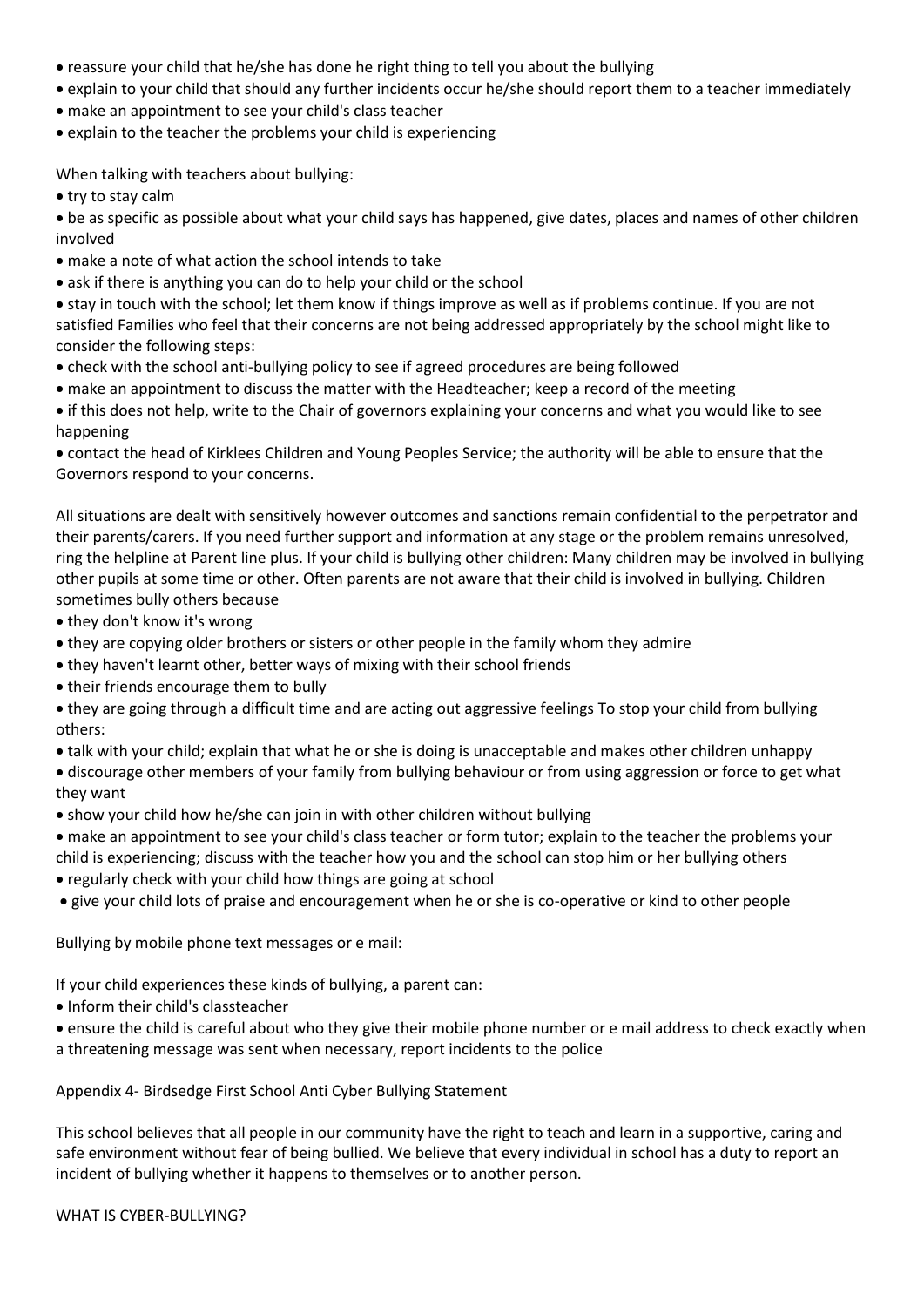- reassure your child that he/she has done he right thing to tell you about the bullying
- explain to your child that should any further incidents occur he/she should report them to a teacher immediately
- make an appointment to see your child's class teacher
- explain to the teacher the problems your child is experiencing

When talking with teachers about bullying:

- try to stay calm
- be as specific as possible about what your child says has happened, give dates, places and names of other children involved
- make a note of what action the school intends to take
- ask if there is anything you can do to help your child or the school
- stay in touch with the school; let them know if things improve as well as if problems continue. If you are not satisfied Families who feel that their concerns are not being addressed appropriately by the school might like to consider the following steps:
- check with the school anti-bullying policy to see if agreed procedures are being followed
- make an appointment to discuss the matter with the Headteacher; keep a record of the meeting
- if this does not help, write to the Chair of governors explaining your concerns and what you would like to see happening
- contact the head of Kirklees Children and Young Peoples Service; the authority will be able to ensure that the Governors respond to your concerns.

All situations are dealt with sensitively however outcomes and sanctions remain confidential to the perpetrator and their parents/carers. If you need further support and information at any stage or the problem remains unresolved, ring the helpline at Parent line plus. If your child is bullying other children: Many children may be involved in bullying other pupils at some time or other. Often parents are not aware that their child is involved in bullying. Children sometimes bully others because

- they don't know it's wrong
- they are copying older brothers or sisters or other people in the family whom they admire
- they haven't learnt other, better ways of mixing with their school friends
- their friends encourage them to bully
- they are going through a difficult time and are acting out aggressive feelings To stop your child from bullying others:
- talk with your child; explain that what he or she is doing is unacceptable and makes other children unhappy
- discourage other members of your family from bullying behaviour or from using aggression or force to get what they want
- show your child how he/she can join in with other children without bullying
- make an appointment to see your child's class teacher or form tutor; explain to the teacher the problems your child is experiencing; discuss with the teacher how you and the school can stop him or her bullying others
- regularly check with your child how things are going at school
- give your child lots of praise and encouragement when he or she is co-operative or kind to other people

Bullying by mobile phone text messages or e mail:

If your child experiences these kinds of bullying, a parent can:

- Inform their child's classteacher
- ensure the child is careful about who they give their mobile phone number or e mail address to check exactly when a threatening message was sent when necessary, report incidents to the police

Appendix 4- Birdsedge First School Anti Cyber Bullying Statement

This school believes that all people in our community have the right to teach and learn in a supportive, caring and safe environment without fear of being bullied. We believe that every individual in school has a duty to report an incident of bullying whether it happens to themselves or to another person.

WHAT IS CYBER-BULLYING?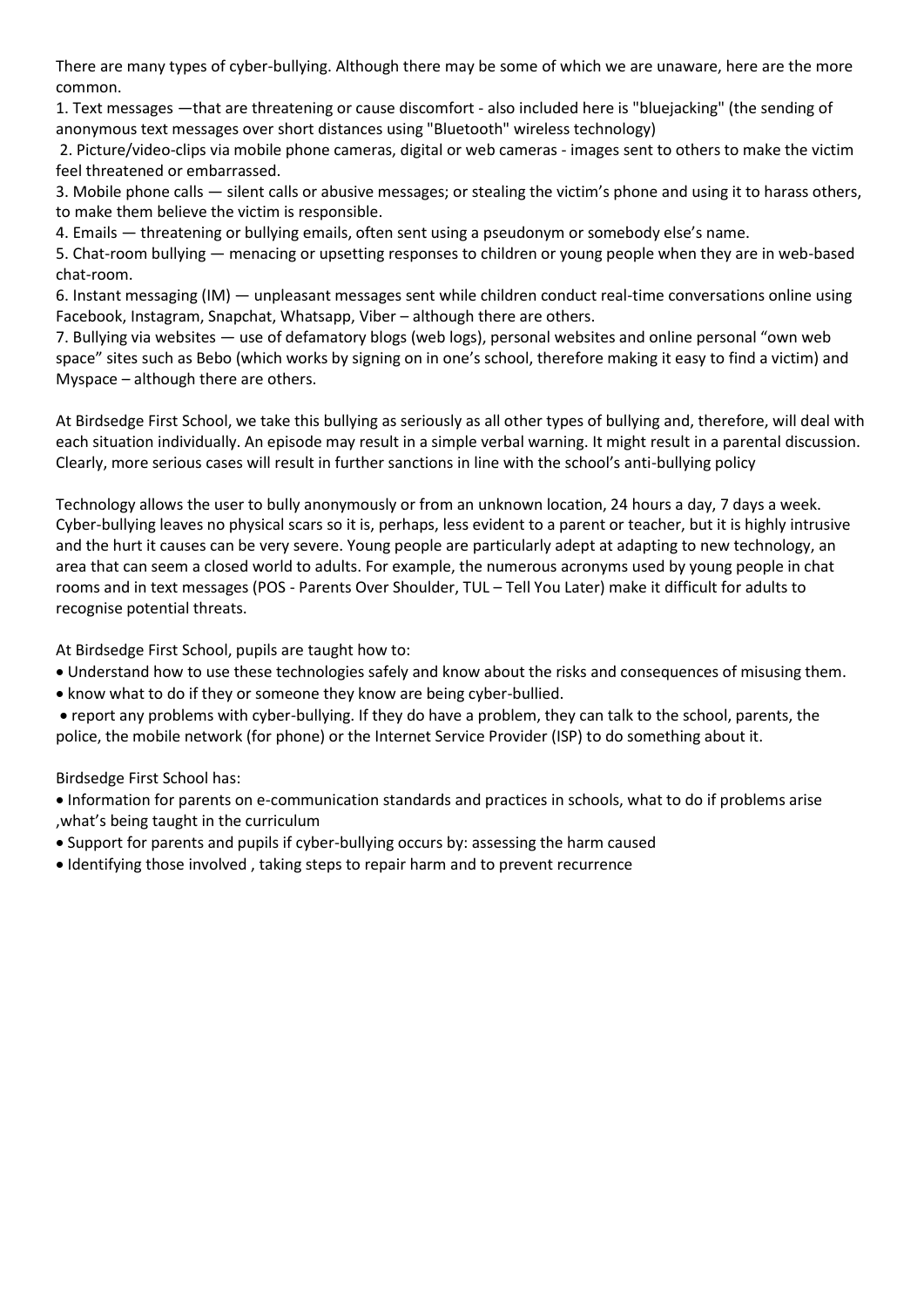There are many types of cyber-bullying. Although there may be some of which we are unaware, here are the more common.

1. Text messages —that are threatening or cause discomfort - also included here is "bluejacking" (the sending of anonymous text messages over short distances using "Bluetooth" wireless technology)
2. Picture/video-clips via mobile phone cameras, digital or web cameras - images sent to others to make the victim feel threatened or embarrassed.
3. Mobile phone calls — silent calls or abusive messages; or stealing the victim's phone and using it to harass others, to make them believe the victim is responsible.
4. Emails — threatening or bullying emails, often sent using a pseudonym or somebody else's name.
5. Chat-room bullying — menacing or upsetting responses to children or young people when they are in web-based chat-room.
6. Instant messaging (IM) — unpleasant messages sent while children conduct real-time conversations online using Facebook, Instagram, Snapchat, Whatsapp, Viber – although there are others.
7. Bullying via websites — use of defamatory blogs (web logs), personal websites and online personal "own web space" sites such as Bebo (which works by signing on in one's school, therefore making it easy to find a victim) and Myspace – although there are others.

At Birdsedge First School, we take this bullying as seriously as all other types of bullying and, therefore, will deal with each situation individually. An episode may result in a simple verbal warning. It might result in a parental discussion. Clearly, more serious cases will result in further sanctions in line with the school's anti-bullying policy

Technology allows the user to bully anonymously or from an unknown location, 24 hours a day, 7 days a week. Cyber-bullying leaves no physical scars so it is, perhaps, less evident to a parent or teacher, but it is highly intrusive and the hurt it causes can be very severe. Young people are particularly adept at adapting to new technology, an area that can seem a closed world to adults. For example, the numerous acronyms used by young people in chat rooms and in text messages (POS - Parents Over Shoulder, TUL – Tell You Later) make it difficult for adults to recognise potential threats.

At Birdsedge First School, pupils are taught how to:

- Understand how to use these technologies safely and know about the risks and consequences of misusing them.
- know what to do if they or someone they know are being cyber-bullied.
- report any problems with cyber-bullying. If they do have a problem, they can talk to the school, parents, the police, the mobile network (for phone) or the Internet Service Provider (ISP) to do something about it.

Birdsedge First School has:

- Information for parents on e-communication standards and practices in schools, what to do if problems arise ,what's being taught in the curriculum
- Support for parents and pupils if cyber-bullying occurs by: assessing the harm caused
- Identifying those involved , taking steps to repair harm and to prevent recurrence